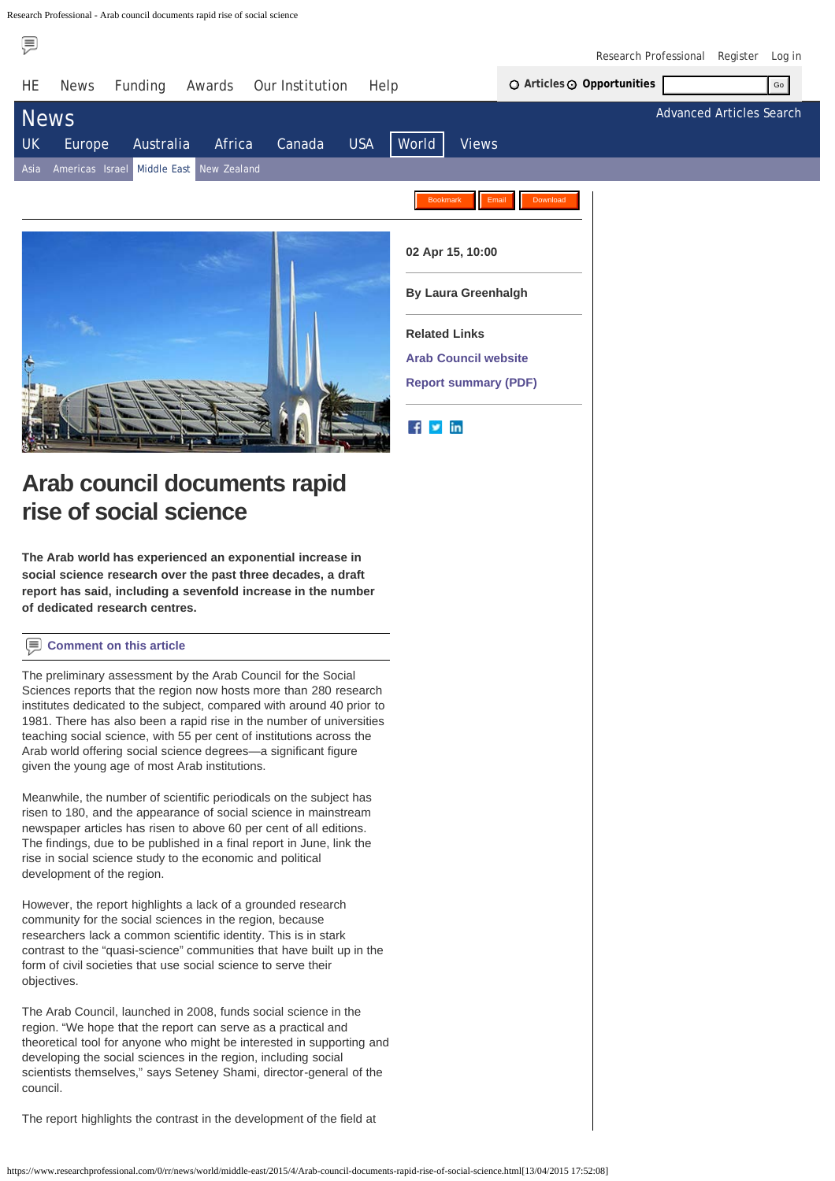# Arab council documents rapid rise of social science

02 Apr 15, 10:00

By Laura Greenhalgh

**Related Links**

Arab Council website

Report summary (PDF)

**The Arab world has experienced an exponential increase in social science research over the past three decades, a draft report has said, including a sevenfold increase in the number of dedicated research centres.**

Comment on this article

The preliminary assessment by the Arab Council for the Social Sciences reports that the region now hosts more than 280 research institutes dedicated to the subject, compared with around 40 prior to 1981. There has also been a rapid rise in the number of universities teaching social science, with 55 per cent of institutions across the Arab world offering social science degrees—a significant figure given the young age of most Arab institutions.

Meanwhile, the number of scientific periodicals on the subject has risen to 180, and the appearance of social science in mainstream newspaper articles has risen to above 60 per cent of all editions. The findings, due to be published in a final report in June, link the rise in social science study to the economic and political development of the region.

However, the report highlights a lack of a grounded research community for the social sciences in the region, because researchers lack a common scientific identity. This is in stark contrast to the "quasi-science" communities that have built up in the form of civil societies that use social science to serve their objectives.

The Arab Council, launched in 2008, funds social science in the region. "We hope that the report can serve as a practical and theoretical tool for anyone who might be interested in supporting and developing the social sciences in the region, including social scientists themselves," says Seteney Shami, director-general of the council.

The report highlights the contrast in the development of the field at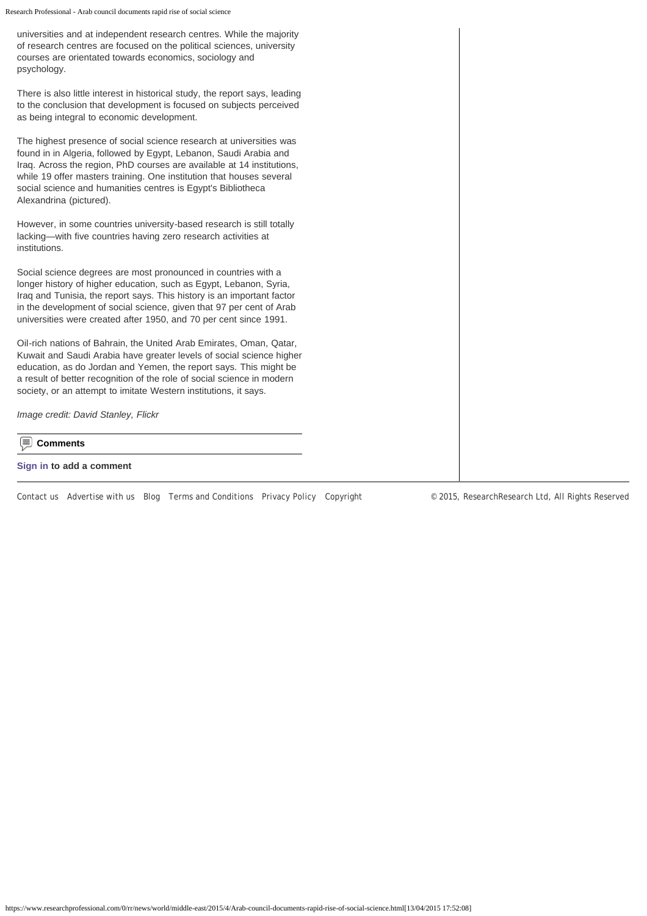universities and at independent research centres. While the majority of research centres are focused on the political sciences, university courses are orientated towards economics, sociology and psychology.

There is also little interest in historical study, the report says, leading to the conclusion that development is focused on subjects perceived as being integral to economic development.

The highest presence of social science research at universities was found in in Algeria, followed by Egypt, Lebanon, Saudi Arabia and Iraq. Across the region, PhD courses are available at 14 institutions, while 19 offer masters training. One institution that houses several social science and humanities centres is Egypt's Bibliotheca Alexandrina (pictured).

However, in some countries university-based research is still totally lacking—with five countries having zero research activities at institutions.

Social science degrees are most pronounced in countries with a longer history of higher education, such as Egypt, Lebanon, Syria, Iraq and Tunisia, the report says. This history is an important factor in the development of social science, given that 97 per cent of Arab universities were created after 1950, and 70 per cent since 1991.

Oil-rich nations of Bahrain, the United Arab Emirates, Oman, Qatar, Kuwait and Saudi Arabia have greater levels of social science higher education, as do Jordan and Yemen, the report says. This might be a result of better recognition of the role of social science in modern society, or an attempt to imitate Western institutions, it says.

*Image credit: David Stanley, Flickr*

**Comments**

**Sign in to add a comment**

Contact us Advertise with us Blog Terms and Conditions Privacy Policy Copyright © 2015, ResearchResearch Ltd, All Rights Reserved